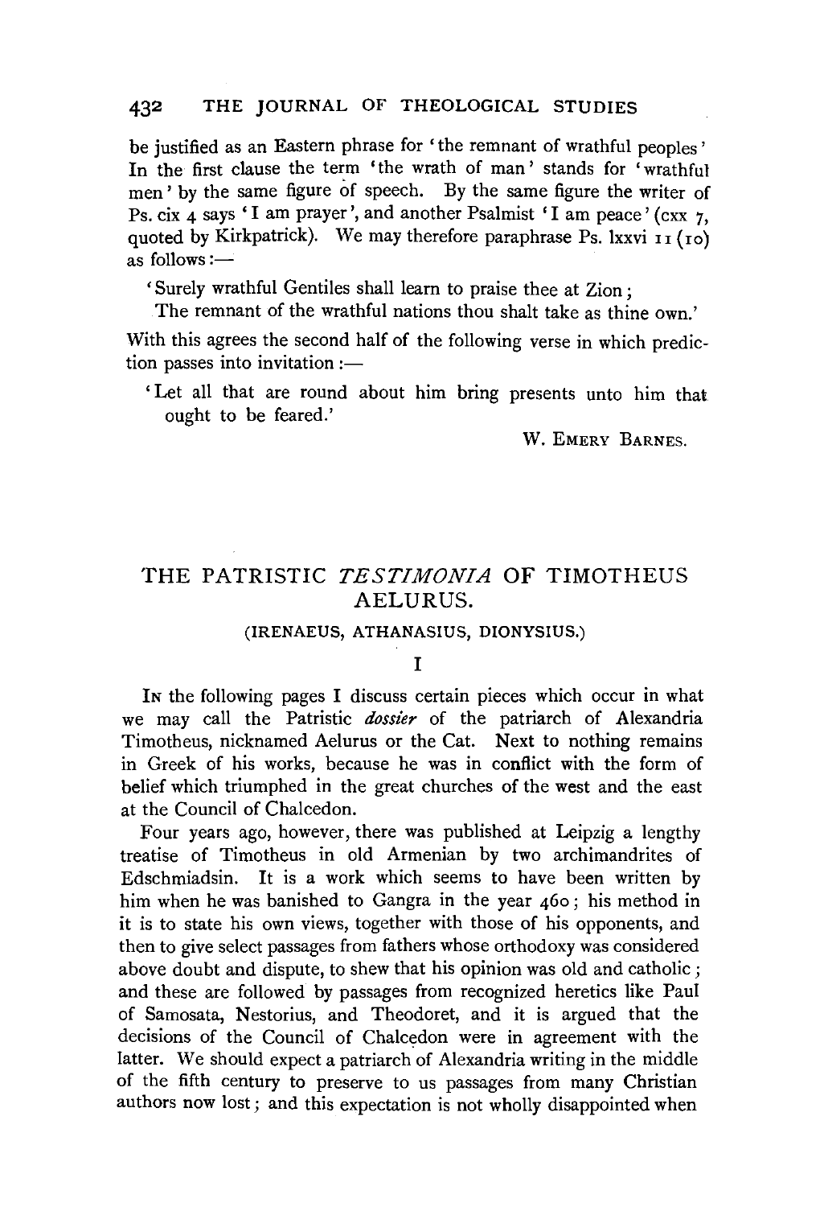be justified as an Eastern phrase for 'the remnant of wrathful peoples' In the first clause the term 'the wrath of man' stands for 'wrathful men' by the same figure of speech. By the same figure the writer of Ps. cix 4 says 'I am prayer', and another Psalmist 'I am peace' (cxx 7, quoted by Kirkpatrick). We may therefore paraphrase Ps. lxxvi 11 (10) as follows:—

> 'Surely wrathful Gentiles shall learn to praise thee at Zion;
> The remnant of the wrathful nations thou shalt take as thine own.'

With this agrees the second half of the following verse in which prediction passes into invitation:—

> 'Let all that are round about him bring presents unto him that ought to be feared.'

W. EMERY BARNES.

# THE PATRISTIC *TESTIMONIA* OF TIMOTHEUS AELURUS.

## (IRENAEUS, ATHANASIUS, DIONYSIUS.)

### I

IN the following pages I discuss certain pieces which occur in what we may call the Patristic *dossier* of the patriarch of Alexandria Timotheus, nicknamed Aelurus or the Cat. Next to nothing remains in Greek of his works, because he was in conflict with the form of belief which triumphed in the great churches of the west and the east at the Council of Chalcedon.

Four years ago, however, there was published at Leipzig a lengthy treatise of Timotheus in old Armenian by two archimandrites of Edschmiadsin. It is a work which seems to have been written by him when he was banished to Gangra in the year 460; his method in it is to state his own views, together with those of his opponents, and then to give select passages from fathers whose orthodoxy was considered above doubt and dispute, to shew that his opinion was old and catholic; and these are followed by passages from recognized heretics like Paul of Samosata, Nestorius, and Theodoret, and it is argued that the decisions of the Council of Chalcedon were in agreement with the latter. We should expect a patriarch of Alexandria writing in the middle of the fifth century to preserve to us passages from many Christian authors now lost; and this expectation is not wholly disappointed when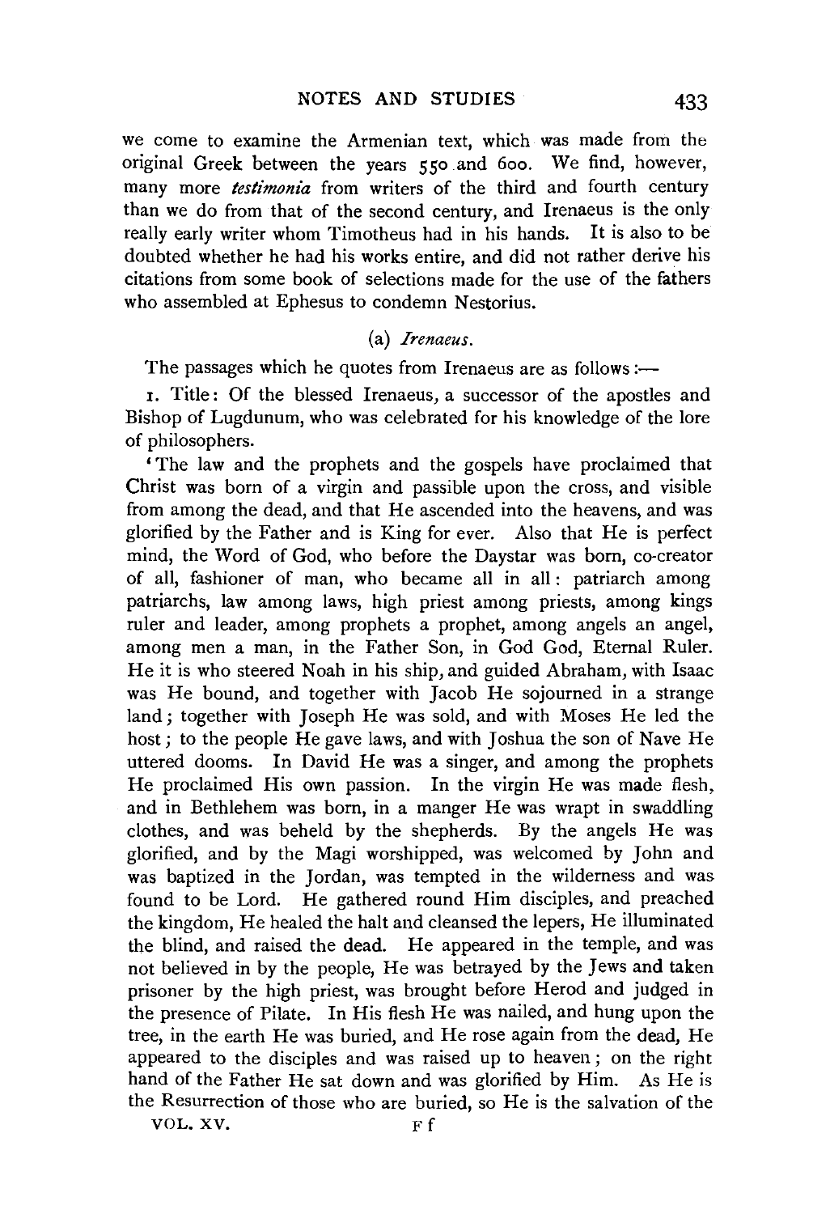we come to examine the Armenian text, which was made from the original Greek between the years 550 and 600. We find, however, many more *testimonia* from writers of the third and fourth century than we do from that of the second century, and Irenaeus is the only really early writer whom Timotheus had in his hands. It is also to be doubted whether he had his works entire, and did not rather derive his citations from some book of selections made for the use of the fathers who assembled at Ephesus to condemn Nestorius.

### (a) *Irenaeus.*

The passages which he quotes from Irenaeus are as follows :—

1. Title: Of the blessed Irenaeus, a successor of the apostles and Bishop of Lugdunum, who was celebrated for his knowledge of the lore of philosophers.

'The law and the prophets and the gospels have proclaimed that Christ was born of a virgin and passible upon the cross, and visible from among the dead, and that He ascended into the heavens, and was glorified by the Father and is King for ever. Also that He is perfect mind, the Word of God, who before the Daystar was born, co-creator of all, fashioner of man, who became all in all: patriarch among patriarchs, law among laws, high priest among priests, among kings ruler and leader, among prophets a prophet, among angels an angel, among men a man, in the Father Son, in God God, Eternal Ruler. He it is who steered Noah in his ship, and guided Abraham, with Isaac was He bound, and together with Jacob He sojourned in a strange land; together with Joseph He was sold, and with Moses He led the host; to the people He gave laws, and with Joshua the son of Nave He uttered dooms. In David He was a singer, and among the prophets He proclaimed His own passion. In the virgin He was made flesh, and in Bethlehem was born, in a manger He was wrapt in swaddling clothes, and was beheld by the shepherds. By the angels He was glorified, and by the Magi worshipped, was welcomed by John and was baptized in the Jordan, was tempted in the wilderness and was found to be Lord. He gathered round Him disciples, and preached the kingdom, He healed the halt and cleansed the lepers, He illuminated the blind, and raised the dead. He appeared in the temple, and was not believed in by the people, He was betrayed by the Jews and taken prisoner by the high priest, was brought before Herod and judged in the presence of Pilate. In His flesh He was nailed, and hung upon the tree, in the earth He was buried, and He rose again from the dead, He appeared to the disciples and was raised up to heaven; on the right hand of the Father He sat down and was glorified by Him. As He is the Resurrection of those who are buried, so He is the salvation of the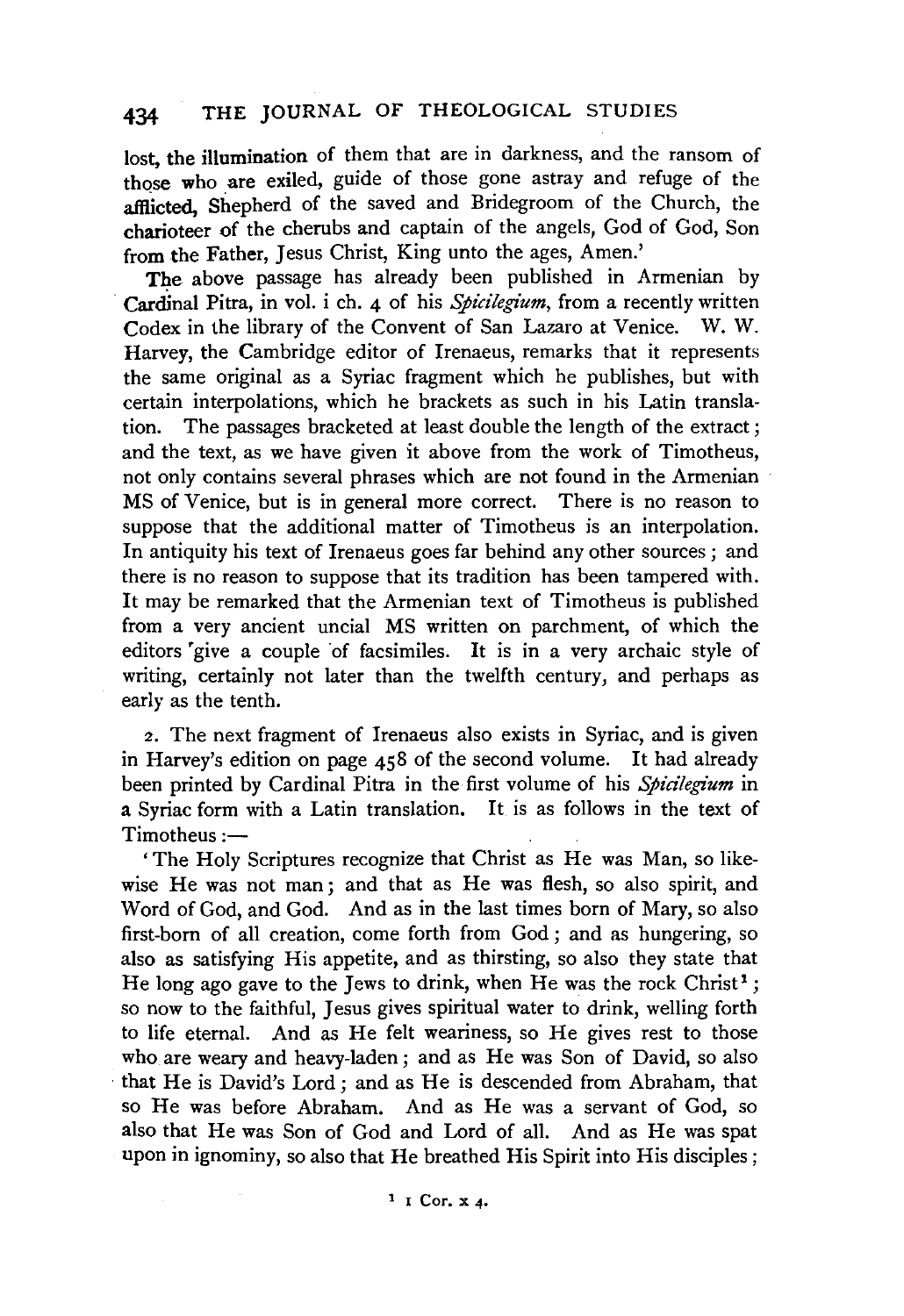lost, the illumination of them that are in darkness, and the ransom of those who are exiled, guide of those gone astray and refuge of the afflicted, Shepherd of the saved and Bridegroom of the Church, the charioteer of the cherubs and captain of the angels, God of God, Son from the Father, Jesus Christ, King unto the ages, Amen.'

The above passage has already been published in Armenian by Cardinal Pitra, in vol. i ch. 4 of his *Spicilegium*, from a recently written Codex in the library of the Convent of San Lazaro at Venice. W. W. Harvey, the Cambridge editor of Irenaeus, remarks that it represents the same original as a Syriac fragment which he publishes, but with certain interpolations, which he brackets as such in his Latin translation. The passages bracketed at least double the length of the extract; and the text, as we have given it above from the work of Timotheus, not only contains several phrases which are not found in the Armenian MS of Venice, but is in general more correct. There is no reason to suppose that the additional matter of Timotheus is an interpolation. In antiquity his text of Irenaeus goes far behind any other sources; and there is no reason to suppose that its tradition has been tampered with. It may be remarked that the Armenian text of Timotheus is published from a very ancient uncial MS written on parchment, of which the editors give a couple of facsimiles. It is in a very archaic style of writing, certainly not later than the twelfth century, and perhaps as early as the tenth.

2. The next fragment of Irenaeus also exists in Syriac, and is given in Harvey's edition on page 458 of the second volume. It had already been printed by Cardinal Pitra in the first volume of his *Spicilegium* in a Syriac form with a Latin translation. It is as follows in the text of Timotheus:—

'The Holy Scriptures recognize that Christ as He was Man, so likewise He was not man; and that as He was flesh, so also spirit, and Word of God, and God. And as in the last times born of Mary, so also first-born of all creation, come forth from God; and as hungering, so also as satisfying His appetite, and as thirsting, so also they state that He long ago gave to the Jews to drink, when He was the rock Christ[1]; so now to the faithful, Jesus gives spiritual water to drink, welling forth to life eternal. And as He felt weariness, so He gives rest to those who are weary and heavy-laden; and as He was Son of David, so also that He is David's Lord; and as He is descended from Abraham, that so He was before Abraham. And as He was a servant of God, so also that He was Son of God and Lord of all. And as He was spat upon in ignominy, so also that He breathed His Spirit into His disciples;

[1] 1 Cor. x 4.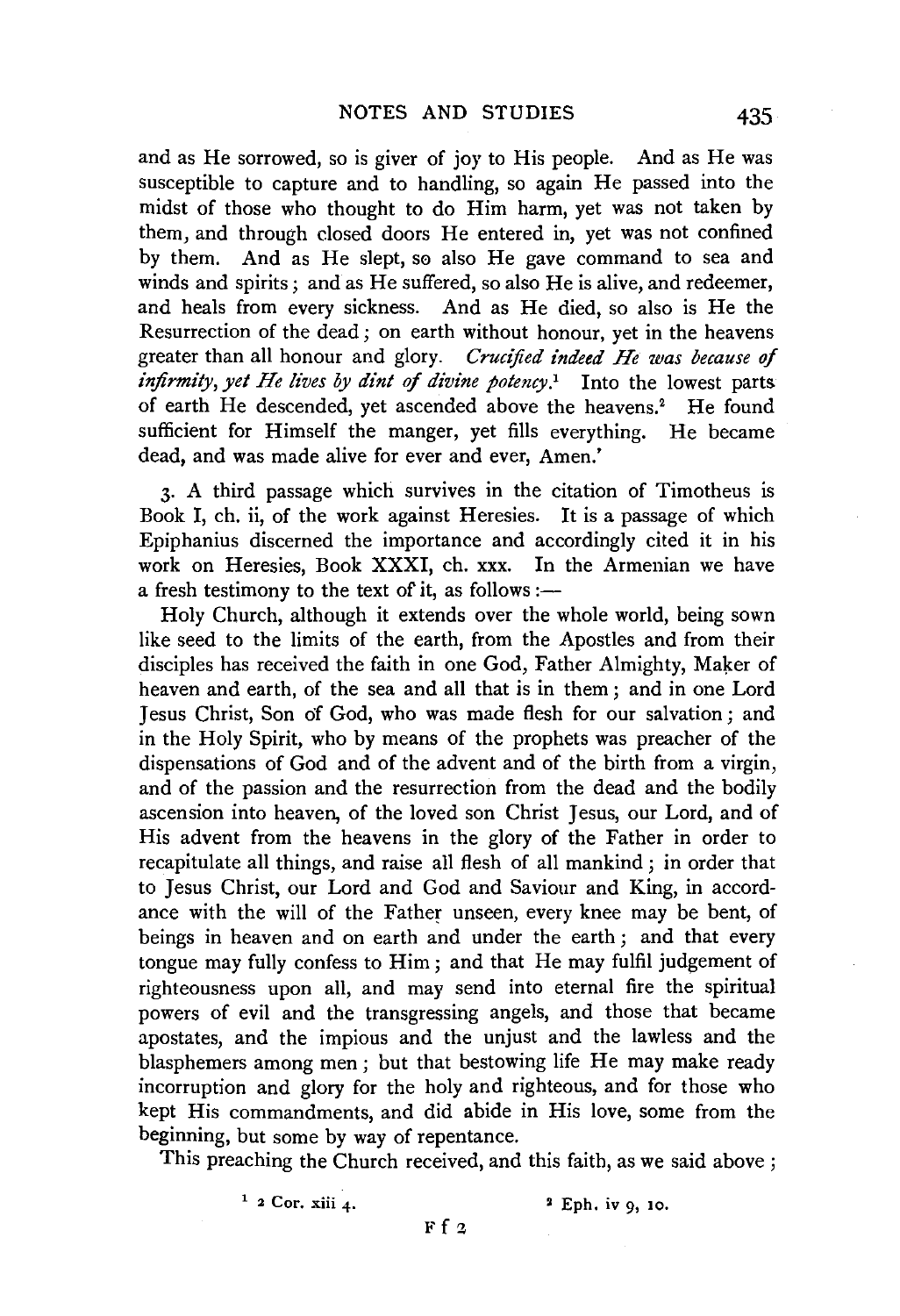and as He sorrowed, so is giver of joy to His people. And as He was susceptible to capture and to handling, so again He passed into the midst of those who thought to do Him harm, yet was not taken by them, and through closed doors He entered in, yet was not confined by them. And as He slept, so also He gave command to sea and winds and spirits; and as He suffered, so also He is alive, and redeemer, and heals from every sickness. And as He died, so also is He the Resurrection of the dead; on earth without honour, yet in the heavens greater than all honour and glory. *Crucified indeed He was because of infirmity, yet He lives by dint of divine potency.*[1] Into the lowest parts of earth He descended, yet ascended above the heavens.[2] He found sufficient for Himself the manger, yet fills everything. He became dead, and was made alive for ever and ever, Amen.'

3. A third passage which survives in the citation of Timotheus is Book I, ch. ii, of the work against Heresies. It is a passage of which Epiphanius discerned the importance and accordingly cited it in his work on Heresies, Book XXXI, ch. xxx. In the Armenian we have a fresh testimony to the text of it, as follows:—

Holy Church, although it extends over the whole world, being sown like seed to the limits of the earth, from the Apostles and from their disciples has received the faith in one God, Father Almighty, Maker of heaven and earth, of the sea and all that is in them; and in one Lord Jesus Christ, Son of God, who was made flesh for our salvation; and in the Holy Spirit, who by means of the prophets was preacher of the dispensations of God and of the advent and of the birth from a virgin, and of the passion and the resurrection from the dead and the bodily ascension into heaven, of the loved son Christ Jesus, our Lord, and of His advent from the heavens in the glory of the Father in order to recapitulate all things, and raise all flesh of all mankind; in order that to Jesus Christ, our Lord and God and Saviour and King, in accordance with the will of the Father unseen, every knee may be bent, of beings in heaven and on earth and under the earth; and that every tongue may fully confess to Him; and that He may fulfil judgement of righteousness upon all, and may send into eternal fire the spiritual powers of evil and the transgressing angels, and those that became apostates, and the impious and the unjust and the lawless and the blasphemers among men; but that bestowing life He may make ready incorruption and glory for the holy and righteous, and for those who kept His commandments, and did abide in His love, some from the beginning, but some by way of repentance.

This preaching the Church received, and this faith, as we said above;

[1] 2 Cor. xiii 4.

[2] Eph. iv 9, 10.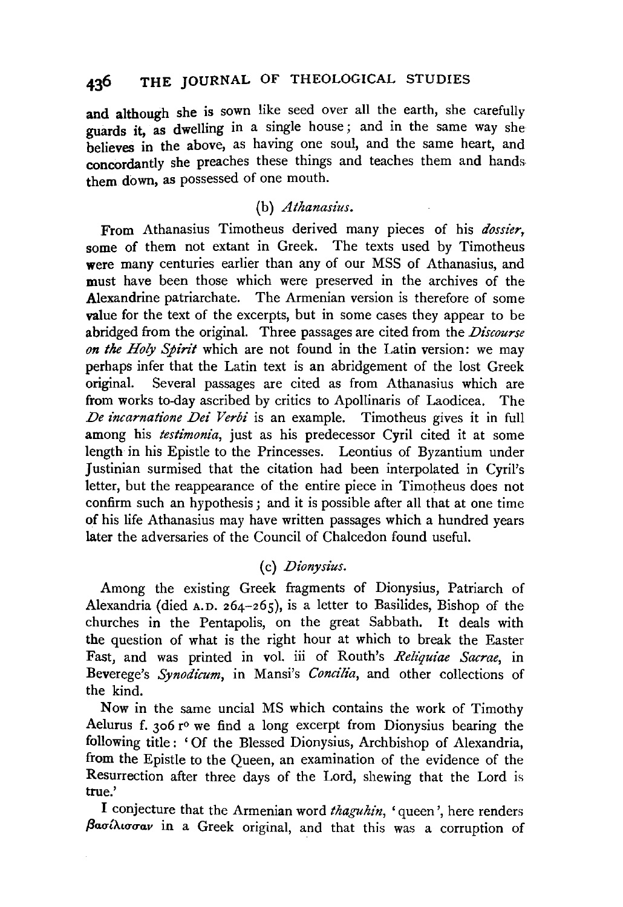and although she is sown like seed over all the earth, she carefully guards it, as dwelling in a single house; and in the same way she believes in the above, as having one soul, and the same heart, and concordantly she preaches these things and teaches them and hands them down, as possessed of one mouth.

### (b) *Athanasius.*

From Athanasius Timotheus derived many pieces of his *dossier*, some of them not extant in Greek. The texts used by Timotheus were many centuries earlier than any of our MSS of Athanasius, and must have been those which were preserved in the archives of the Alexandrine patriarchate. The Armenian version is therefore of some value for the text of the excerpts, but in some cases they appear to be abridged from the original. Three passages are cited from the *Discourse on the Holy Spirit* which are not found in the Latin version: we may perhaps infer that the Latin text is an abridgement of the lost Greek original. Several passages are cited as from Athanasius which are from works to-day ascribed by critics to Apollinaris of Laodicea. The *De incarnatione Dei Verbi* is an example. Timotheus gives it in full among his *testimonia*, just as his predecessor Cyril cited it at some length in his Epistle to the Princesses. Leontius of Byzantium under Justinian surmised that the citation had been interpolated in Cyril's letter, but the reappearance of the entire piece in Timotheus does not confirm such an hypothesis; and it is possible after all that at one time of his life Athanasius may have written passages which a hundred years later the adversaries of the Council of Chalcedon found useful.

### (c) *Dionysius.*

Among the existing Greek fragments of Dionysius, Patriarch of Alexandria (died A.D. 264–265), is a letter to Basilides, Bishop of the churches in the Pentapolis, on the great Sabbath. It deals with the question of what is the right hour at which to break the Easter Fast, and was printed in vol. iii of Routh's *Reliquiae Sacrae*, in Beverege's *Synodicum*, in Mansi's *Concilia*, and other collections of the kind.

Now in the same uncial MS which contains the work of Timothy Aelurus f. 306 r° we find a long excerpt from Dionysius bearing the following title: 'Of the Blessed Dionysius, Archbishop of Alexandria, from the Epistle to the Queen, an examination of the evidence of the Resurrection after three days of the Lord, shewing that the Lord is true.'

I conjecture that the Armenian word *thaguhin*, 'queen', here renders βασίλισσαν in a Greek original, and that this was a corruption of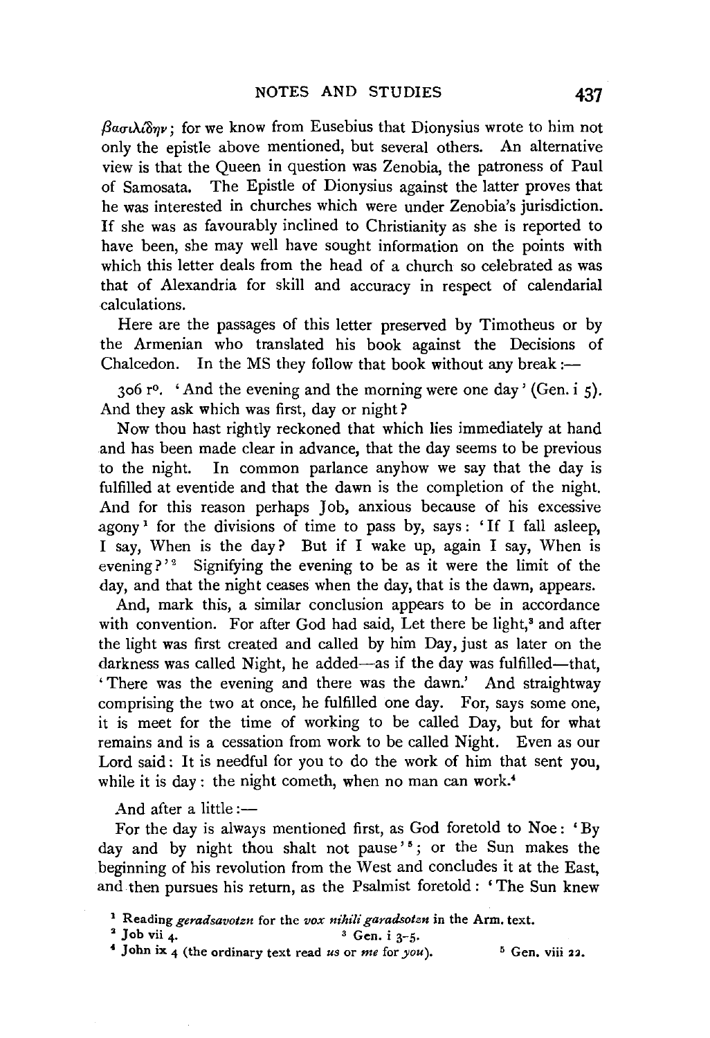βασιλίδην; for we know from Eusebius that Dionysius wrote to him not only the epistle above mentioned, but several others. An alternative view is that the Queen in question was Zenobia, the patroness of Paul of Samosata. The Epistle of Dionysius against the latter proves that he was interested in churches which were under Zenobia's jurisdiction. If she was as favourably inclined to Christianity as she is reported to have been, she may well have sought information on the points with which this letter deals from the head of a church so celebrated as was that of Alexandria for skill and accuracy in respect of calendarial calculations.

Here are the passages of this letter preserved by Timotheus or by the Armenian who translated his book against the Decisions of Chalcedon. In the MS they follow that book without any break:—

306 r°. 'And the evening and the morning were one day' (Gen. i 5). And they ask which was first, day or night?

Now thou hast rightly reckoned that which lies immediately at hand and has been made clear in advance, that the day seems to be previous to the night. In common parlance anyhow we say that the day is fulfilled at eventide and that the dawn is the completion of the night. And for this reason perhaps Job, anxious because of his excessive agony[1] for the divisions of time to pass by, says: 'If I fall asleep, I say, When is the day? But if I wake up, again I say, When is evening?'[2] Signifying the evening to be as it were the limit of the day, and that the night ceases when the day, that is the dawn, appears.

And, mark this, a similar conclusion appears to be in accordance with convention. For after God had said, Let there be light,[3] and after the light was first created and called by him Day, just as later on the darkness was called Night, he added—as if the day was fulfilled—that, 'There was the evening and there was the dawn.' And straightway comprising the two at once, he fulfilled one day. For, says some one, it is meet for the time of working to be called Day, but for what remains and is a cessation from work to be called Night. Even as our Lord said: It is needful for you to do the work of him that sent you, while it is day: the night cometh, when no man can work.[4]

And after a little:—

For the day is always mentioned first, as God foretold to Noe: 'By day and by night thou shalt not pause'[5]; or the Sun makes the beginning of his revolution from the West and concludes it at the East, and then pursues his return, as the Psalmist foretold: 'The Sun knew

---

[1] Reading *geradsavotzn* for the *vox nihili garadsotzn* in the Arm. text.

[2] Job vii 4.

[3] Gen. i 3-5.

[4] John ix 4 (the ordinary text read *us* or *me* for *you*).

[5] Gen. viii 22.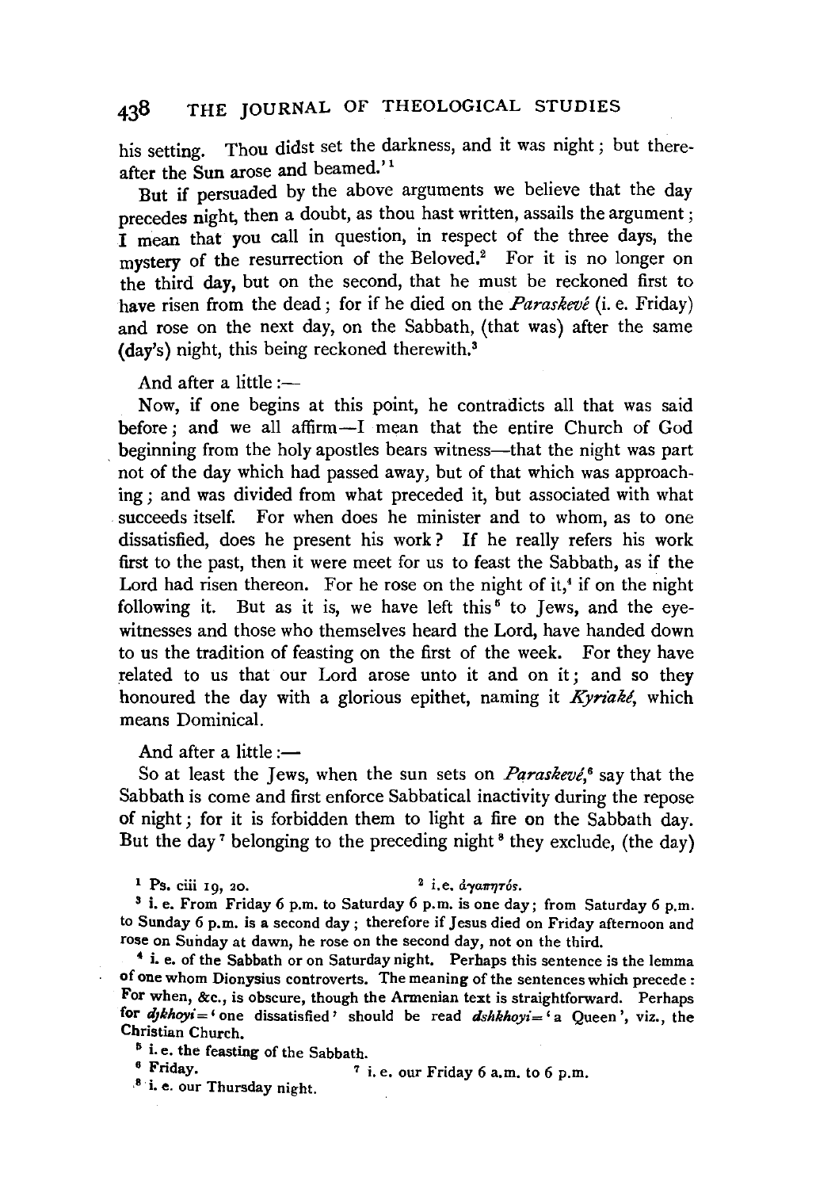his setting. Thou didst set the darkness, and it was night; but thereafter the Sun arose and beamed.'[1]

But if persuaded by the above arguments we believe that the day precedes night, then a doubt, as thou hast written, assails the argument; I mean that you call in question, in respect of the three days, the mystery of the resurrection of the Beloved.[2] For it is no longer on the third day, but on the second, that he must be reckoned first to have risen from the dead; for if he died on the *Paraskevé* (i. e. Friday) and rose on the next day, on the Sabbath, (that was) after the same (day's) night, this being reckoned therewith.[3]

And after a little:—

Now, if one begins at this point, he contradicts all that was said before; and we all affirm—I mean that the entire Church of God beginning from the holy apostles bears witness—that the night was part not of the day which had passed away, but of that which was approaching; and was divided from what preceded it, but associated with what succeeds itself. For when does he minister and to whom, as to one dissatisfied, does he present his work? If he really refers his work first to the past, then it were meet for us to feast the Sabbath, as if the Lord had risen thereon. For he rose on the night of it,[4] if on the night following it. But as it is, we have left this[5] to Jews, and the eye-witnesses and those who themselves heard the Lord, have handed down to us the tradition of feasting on the first of the week. For they have related to us that our Lord arose unto it and on it; and so they honoured the day with a glorious epithet, naming it *Kyriaké*, which means Dominical.

And after a little:—

So at least the Jews, when the sun sets on *Paraskevé*,[6] say that the Sabbath is come and first enforce Sabbatical inactivity during the repose of night; for it is forbidden them to light a fire on the Sabbath day. But the day[7] belonging to the preceding night[8] they exclude, (the day)

[1] Ps. ciii 19, 20.

[2] i.e. ἀγαπητός.

[3] i. e. From Friday 6 p.m. to Saturday 6 p.m. is one day; from Saturday 6 p.m. to Sunday 6 p.m. is a second day; therefore if Jesus died on Friday afternoon and rose on Sunday at dawn, he rose on the second day, not on the third.

[4] i. e. of the Sabbath or on Saturday night. Perhaps this sentence is the lemma of one whom Dionysius controverts. The meaning of the sentences which precede: For when, &c., is obscure, though the Armenian text is straightforward. Perhaps for *djkhoyi* = 'one dissatisfied' should be read *dshkhoyi* = 'a Queen', viz., the Christian Church.

[5] i. e. the feasting of the Sabbath.

[6] Friday.

[7] i. e. our Friday 6 a.m. to 6 p.m.

[8] i. e. our Thursday night.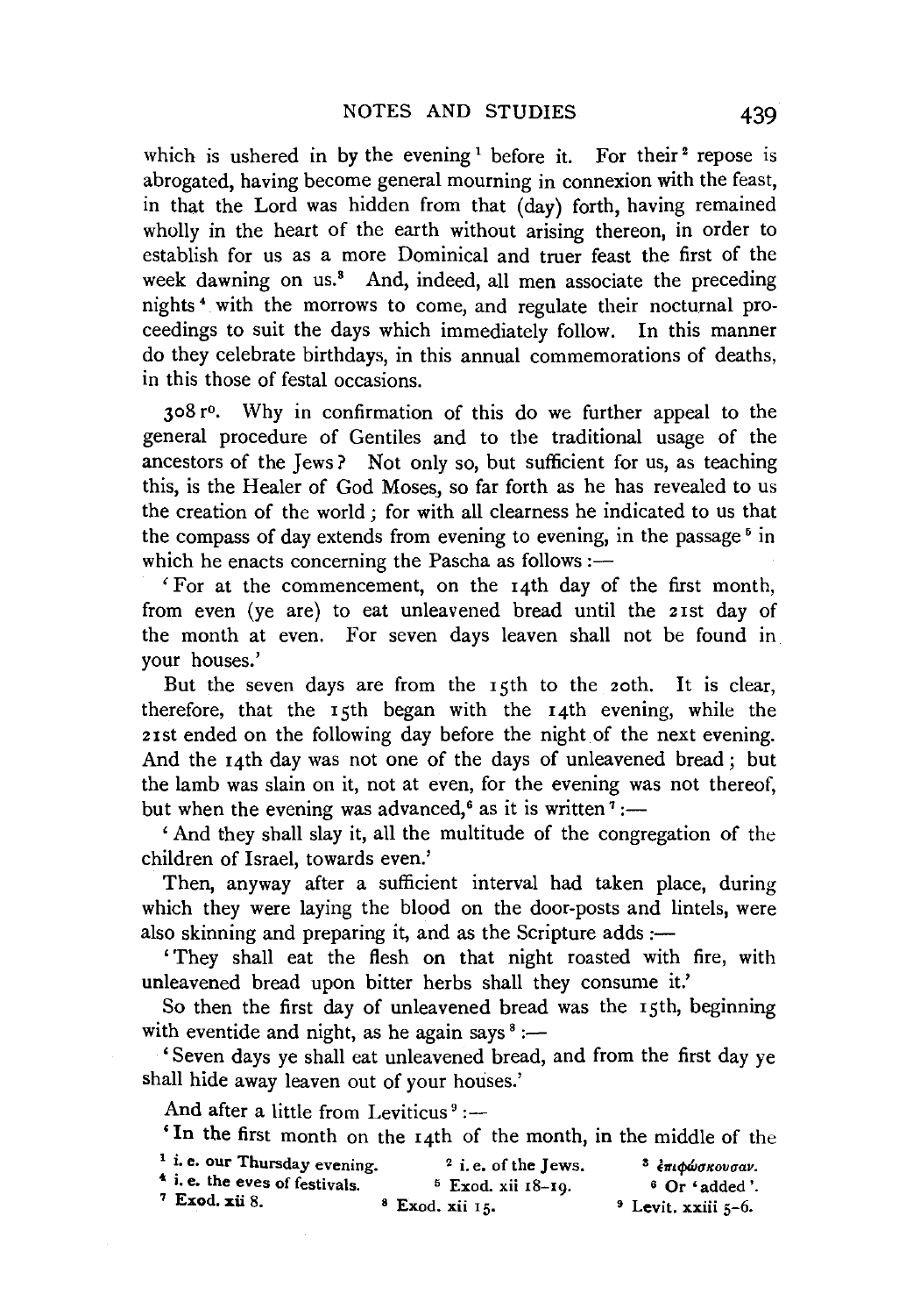which is ushered in by the evening[1] before it. For their[2] repose is abrogated, having become general mourning in connexion with the feast, in that the Lord was hidden from that (day) forth, having remained wholly in the heart of the earth without arising thereon, in order to establish for us as a more Dominical and truer feast the first of the week dawning on us.[3] And, indeed, all men associate the preceding nights[4] with the morrows to come, and regulate their nocturnal proceedings to suit the days which immediately follow. In this manner do they celebrate birthdays, in this annual commemorations of deaths, in this those of festal occasions.

308 r°. Why in confirmation of this do we further appeal to the general procedure of Gentiles and to the traditional usage of the ancestors of the Jews? Not only so, but sufficient for us, as teaching this, is the Healer of God Moses, so far forth as he has revealed to us the creation of the world; for with all clearness he indicated to us that the compass of day extends from evening to evening, in the passage[5] in which he enacts concerning the Pascha as follows:—

'For at the commencement, on the 14th day of the first month, from even (ye are) to eat unleavened bread until the 21st day of the month at even. For seven days leaven shall not be found in your houses.'

But the seven days are from the 15th to the 20th. It is clear, therefore, that the 15th began with the 14th evening, while the 21st ended on the following day before the night of the next evening. And the 14th day was not one of the days of unleavened bread; but the lamb was slain on it, not at even, for the evening was not thereof, but when the evening was advanced,[6] as it is written[7]:—

'And they shall slay it, all the multitude of the congregation of the children of Israel, towards even.'

Then, anyway after a sufficient interval had taken place, during which they were laying the blood on the door-posts and lintels, were also skinning and preparing it, and as the Scripture adds:—

'They shall eat the flesh on that night roasted with fire, with unleavened bread upon bitter herbs shall they consume it.'

So then the first day of unleavened bread was the 15th, beginning with eventide and night, as he again says[8]:—

'Seven days ye shall eat unleavened bread, and from the first day ye shall hide away leaven out of your houses.'

And after a little from Leviticus[9]:—

'In the first month on the 14th of the month, in the middle of the

[1] i.e. our Thursday evening. [2] i.e. of the Jews. [3] ἐπιφώσκουσαν.
[4] i.e. the eves of festivals. [5] Exod. xii 18–19. [6] Or 'added'.
[7] Exod. xii 8. [8] Exod. xii 15. [9] Levit. xxiii 5–6.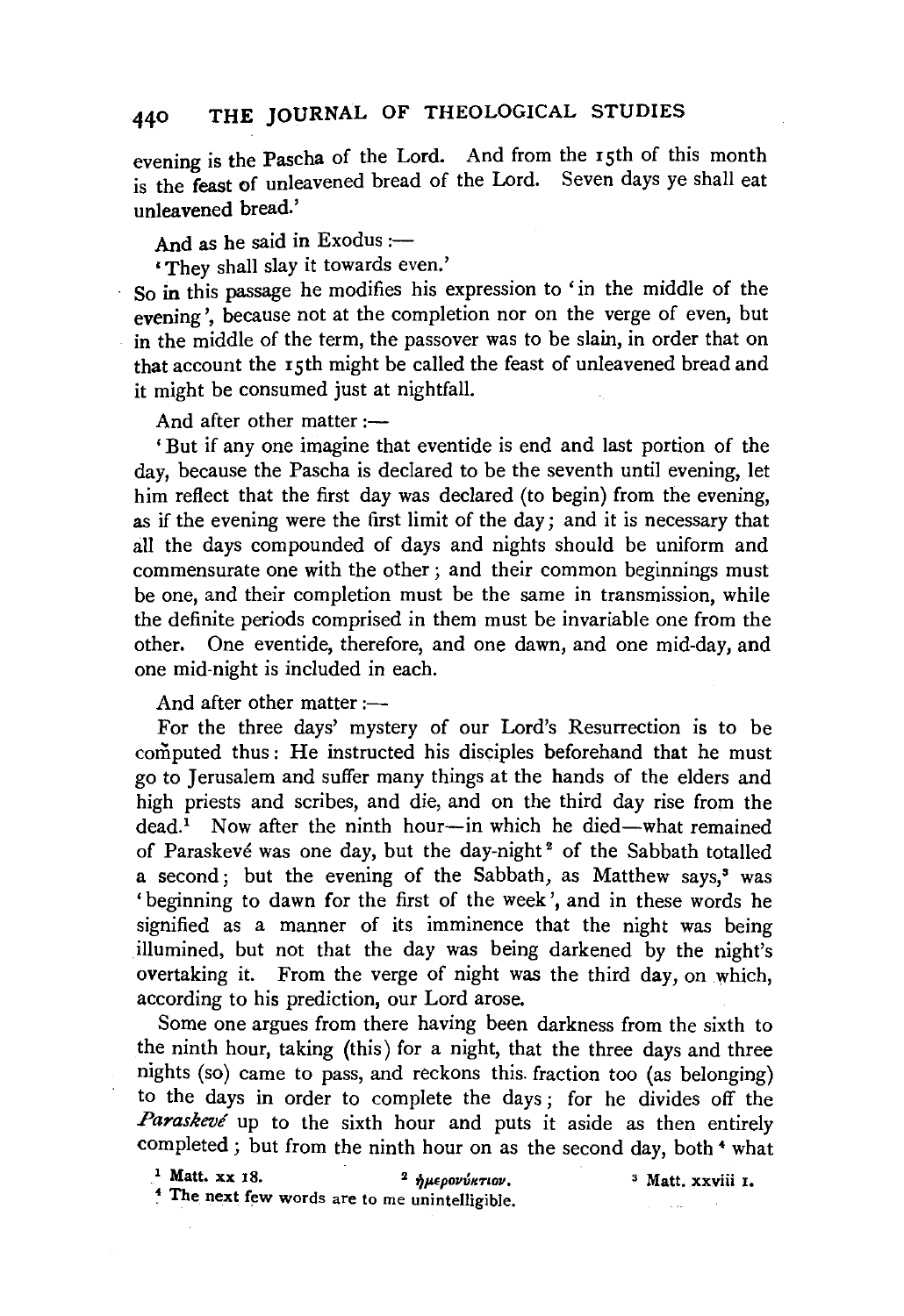evening is the Pascha of the Lord. And from the 15th of this month is the feast of unleavened bread of the Lord. Seven days ye shall eat unleavened bread.'

And as he said in Exodus :—

'They shall slay it towards even.'

So in this passage he modifies his expression to 'in the middle of the evening', because not at the completion nor on the verge of even, but in the middle of the term, the passover was to be slain, in order that on that account the 15th might be called the feast of unleavened bread and it might be consumed just at nightfall.

And after other matter :—

'But if any one imagine that eventide is end and last portion of the day, because the Pascha is declared to be the seventh until evening, let him reflect that the first day was declared (to begin) from the evening, as if the evening were the first limit of the day; and it is necessary that all the days compounded of days and nights should be uniform and commensurate one with the other; and their common beginnings must be one, and their completion must be the same in transmission, while the definite periods comprised in them must be invariable one from the other. One eventide, therefore, and one dawn, and one mid-day, and one mid-night is included in each.

And after other matter :—

For the three days' mystery of our Lord's Resurrection is to be computed thus: He instructed his disciples beforehand that he must go to Jerusalem and suffer many things at the hands of the elders and high priests and scribes, and die, and on the third day rise from the dead.[1] Now after the ninth hour—in which he died—what remained of Paraskevé was one day, but the day-night[2] of the Sabbath totalled a second; but the evening of the Sabbath, as Matthew says,[3] was 'beginning to dawn for the first of the week', and in these words he signified as a manner of its imminence that the night was being illumined, but not that the day was being darkened by the night's overtaking it. From the verge of night was the third day, on which, according to his prediction, our Lord arose.

Some one argues from there having been darkness from the sixth to the ninth hour, taking (this) for a night, that the three days and three nights (so) came to pass, and reckons this fraction too (as belonging) to the days in order to complete the days; for he divides off the *Paraskevé* up to the sixth hour and puts it aside as then entirely completed; but from the ninth hour on as the second day, both[4] what

[1] Matt. xx 18. [2] ἡμερονύκτιον. [3] Matt. xxviii 1.

[4] The next few words are to me unintelligible.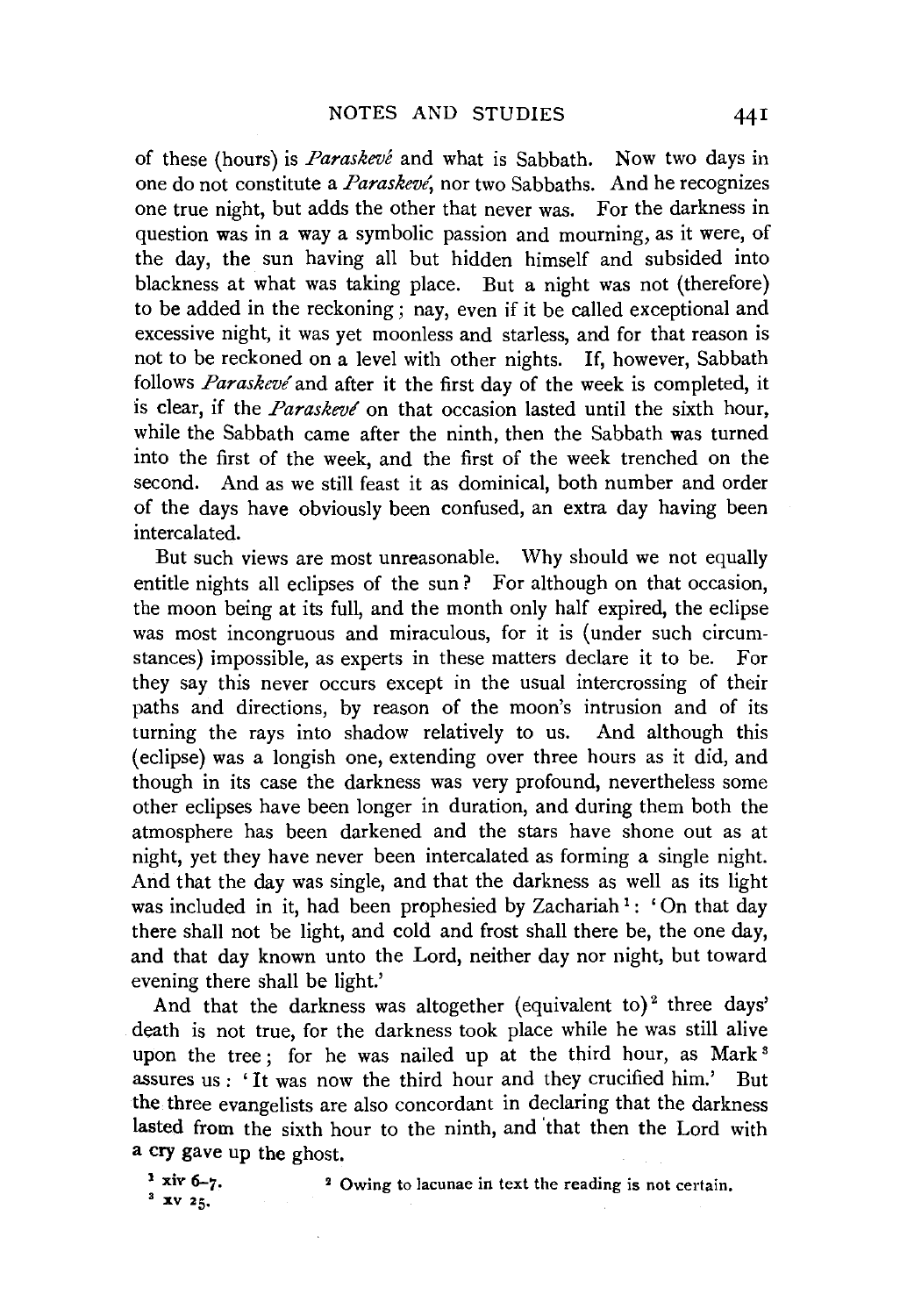of these (hours) is *Paraskevé* and what is Sabbath. Now two days in one do not constitute a *Paraskevé*, nor two Sabbaths. And he recognizes one true night, but adds the other that never was. For the darkness in question was in a way a symbolic passion and mourning, as it were, of the day, the sun having all but hidden himself and subsided into blackness at what was taking place. But a night was not (therefore) to be added in the reckoning; nay, even if it be called exceptional and excessive night, it was yet moonless and starless, and for that reason is not to be reckoned on a level with other nights. If, however, Sabbath follows *Paraskevé* and after it the first day of the week is completed, it is clear, if the *Paraskevé* on that occasion lasted until the sixth hour, while the Sabbath came after the ninth, then the Sabbath was turned into the first of the week, and the first of the week trenched on the second. And as we still feast it as dominical, both number and order of the days have obviously been confused, an extra day having been intercalated.

But such views are most unreasonable. Why should we not equally entitle nights all eclipses of the sun? For although on that occasion, the moon being at its full, and the month only half expired, the eclipse was most incongruous and miraculous, for it is (under such circumstances) impossible, as experts in these matters declare it to be. For they say this never occurs except in the usual intercrossing of their paths and directions, by reason of the moon's intrusion and of its turning the rays into shadow relatively to us. And although this (eclipse) was a longish one, extending over three hours as it did, and though in its case the darkness was very profound, nevertheless some other eclipses have been longer in duration, and during them both the atmosphere has been darkened and the stars have shone out as at night, yet they have never been intercalated as forming a single night. And that the day was single, and that the darkness as well as its light was included in it, had been prophesied by Zachariah[1]: 'On that day there shall not be light, and cold and frost shall there be, the one day, and that day known unto the Lord, neither day nor night, but toward evening there shall be light.'

And that the darkness was altogether (equivalent to)[2] three days' death is not true, for the darkness took place while he was still alive upon the tree; for he was nailed up at the third hour, as Mark[3] assures us: 'It was now the third hour and they crucified him.' But the three evangelists are also concordant in declaring that the darkness lasted from the sixth hour to the ninth, and that then the Lord with a cry gave up the ghost.

[1] xiv 6–7.

[2] Owing to lacunae in text the reading is not certain.

[3] xv 25.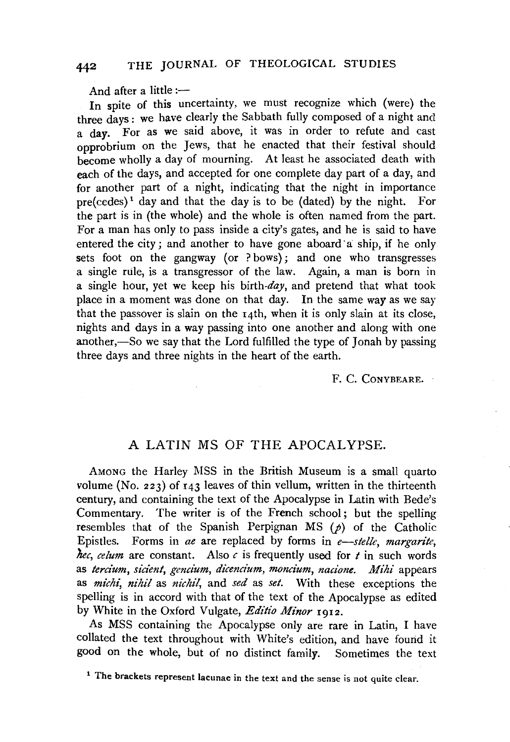And after a little :—

In spite of this uncertainty, we must recognize which (were) the three days: we have clearly the Sabbath fully composed of a night and a day. For as we said above, it was in order to refute and cast opprobrium on the Jews, that he enacted that their festival should become wholly a day of mourning. At least he associated death with each of the days, and accepted for one complete day part of a day, and for another part of a night, indicating that the night in importance pre(cedes)[1] day and that the day is to be (dated) by the night. For the part is in (the whole) and the whole is often named from the part. For a man has only to pass inside a city's gates, and he is said to have entered the city; and another to have gone aboard a ship, if he only sets foot on the gangway (or ? bows); and one who transgresses a single rule, is a transgressor of the law. Again, a man is born in a single hour, yet we keep his birth-*day*, and pretend that what took place in a moment was done on that day. In the same way as we say that the passover is slain on the 14th, when it is only slain at its close, nights and days in a way passing into one another and along with one another,—So we say that the Lord fulfilled the type of Jonah by passing three days and three nights in the heart of the earth.

F. C. CONYBEARE.

## A LATIN MS OF THE APOCALYPSE.

AMONG the Harley MSS in the British Museum is a small quarto volume (No. 223) of 143 leaves of thin vellum, written in the thirteenth century, and containing the text of the Apocalypse in Latin with Bede's Commentary. The writer is of the French school; but the spelling resembles that of the Spanish Perpignan MS (*p*) of the Catholic Epistles. Forms in *ae* are replaced by forms in *e*—*stelle*, *margarite*, *hec*, *celum* are constant. Also *c* is frequently used for *t* in such words as *tercium*, *sicient*, *gencium*, *dicencium*, *moncium*, *nacione*. *Mihi* appears as *michi*, *nihil* as *nichil*, and *sed* as *set*. With these exceptions the spelling is in accord with that of the text of the Apocalypse as edited by White in the Oxford Vulgate, *Editio Minor* 1912.

As MSS containing the Apocalypse only are rare in Latin, I have collated the text throughout with White's edition, and have found it good on the whole, but of no distinct family. Sometimes the text

[1] The brackets represent lacunae in the text and the sense is not quite clear.